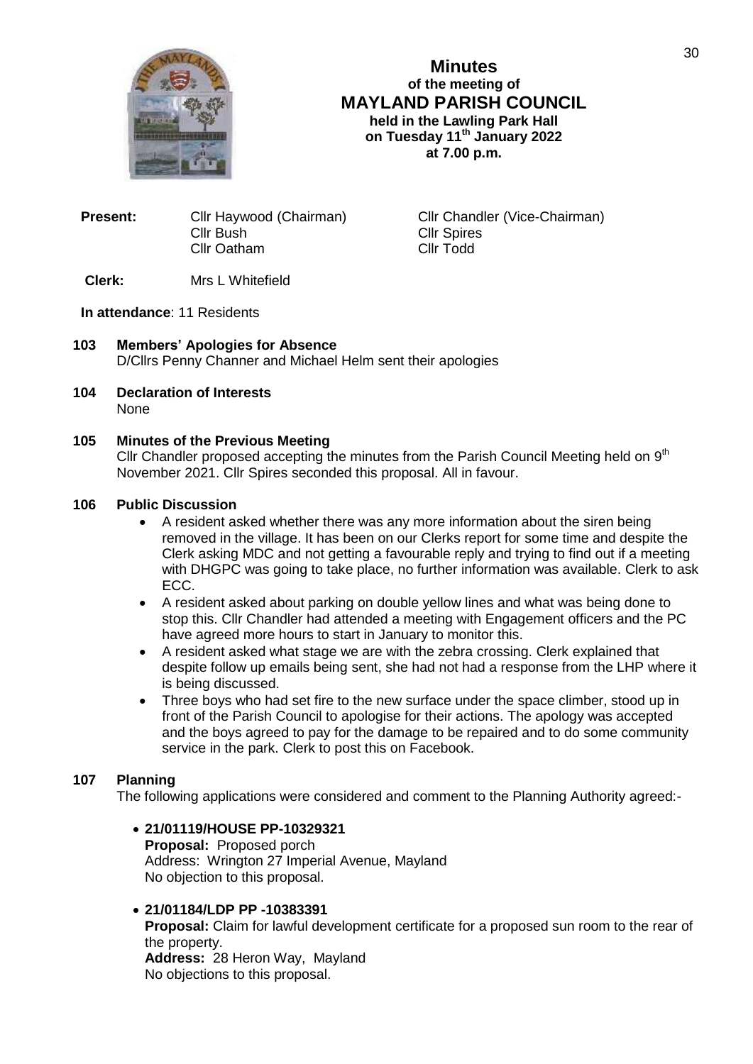# Minutes
## of the meeting of
## MAYLAND PARISH COUNCIL
**held in the Lawling Park Hall**
**on Tuesday 11th January 2022**
**at 7.00 p.m.**

**Present:** Cllr Haywood (Chairman), Cllr Chandler (Vice-Chairman), Cllr Bush, Cllr Spires, Cllr Oatham, Cllr Todd

**Clerk:** Mrs L Whitefield

**In attendance**: 11 Residents

**103 Members' Apologies for Absence**
D/Cllrs Penny Channer and Michael Helm sent their apologies

**104 Declaration of Interests**
None

**105 Minutes of the Previous Meeting**
Cllr Chandler proposed accepting the minutes from the Parish Council Meeting held on 9th November 2021. Cllr Spires seconded this proposal. All in favour.

**106 Public Discussion**

- A resident asked whether there was any more information about the siren being removed in the village. It has been on our Clerks report for some time and despite the Clerk asking MDC and not getting a favourable reply and trying to find out if a meeting with DHGPC was going to take place, no further information was available. Clerk to ask ECC.
- A resident asked about parking on double yellow lines and what was being done to stop this. Cllr Chandler had attended a meeting with Engagement officers and the PC have agreed more hours to start in January to monitor this.
- A resident asked what stage we are with the zebra crossing. Clerk explained that despite follow up emails being sent, she had not had a response from the LHP where it is being discussed.
- Three boys who had set fire to the new surface under the space climber, stood up in front of the Parish Council to apologise for their actions. The apology was accepted and the boys agreed to pay for the damage to be repaired and to do some community service in the park. Clerk to post this on Facebook.

**107 Planning**
The following applications were considered and comment to the Planning Authority agreed:-

- **21/01119/HOUSE PP-10329321**
  **Proposal:** Proposed porch
  Address: Wrington 27 Imperial Avenue, Mayland
  No objection to this proposal.
- **21/01184/LDP PP -10383391**
  **Proposal:** Claim for lawful development certificate for a proposed sun room to the rear of the property.
  **Address:** 28 Heron Way, Mayland
  No objections to this proposal.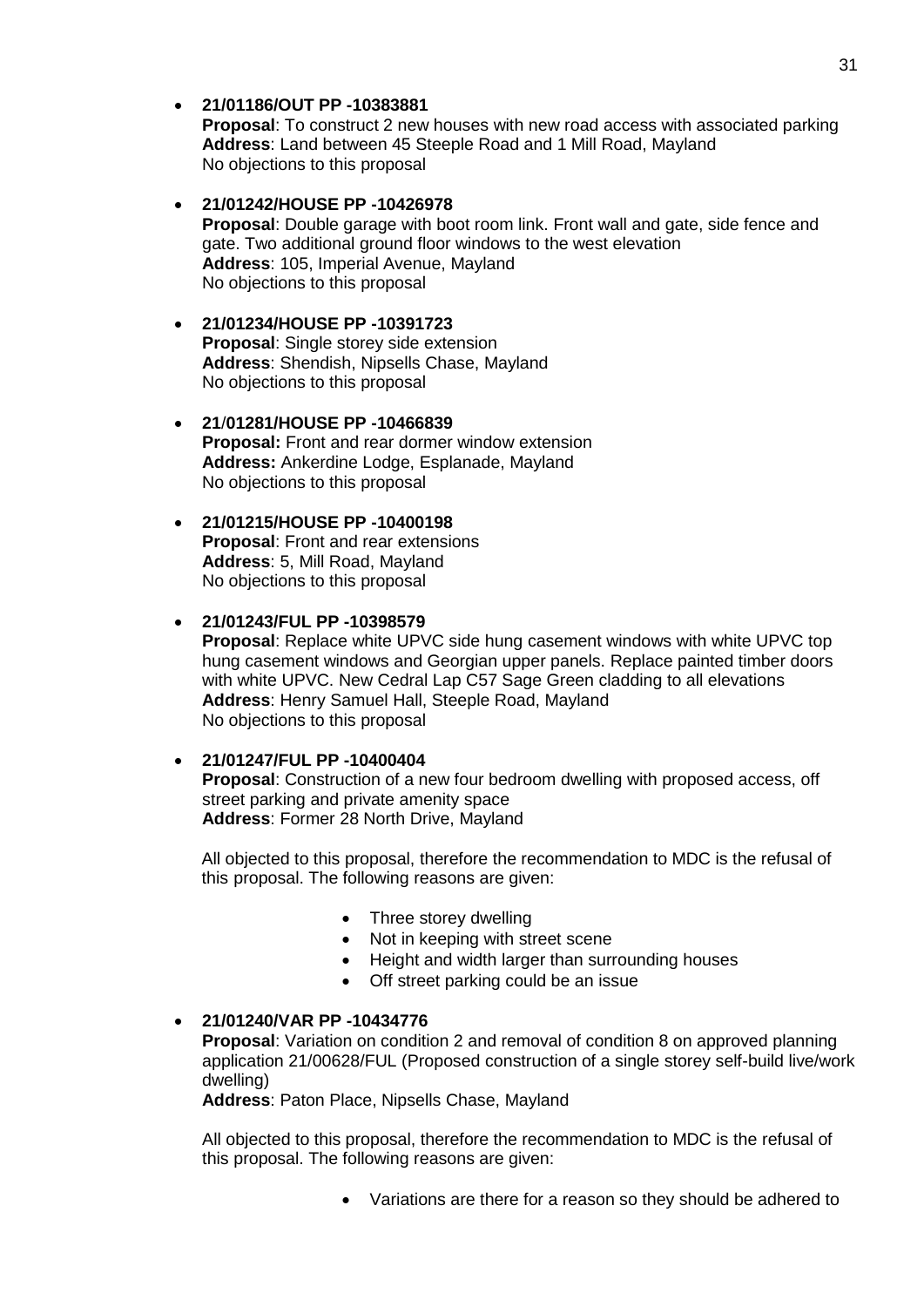- **21/01186/OUT PP -10383881**
  **Proposal**: To construct 2 new houses with new road access with associated parking
  **Address**: Land between 45 Steeple Road and 1 Mill Road, Mayland
  No objections to this proposal

- **21/01242/HOUSE PP -10426978**
  **Proposal**: Double garage with boot room link. Front wall and gate, side fence and gate. Two additional ground floor windows to the west elevation
  **Address**: 105, Imperial Avenue, Mayland
  No objections to this proposal

- **21/01234/HOUSE PP -10391723**
  **Proposal**: Single storey side extension
  **Address**: Shendish, Nipsells Chase, Mayland
  No objections to this proposal

- **21/01281/HOUSE PP -10466839**
  **Proposal:** Front and rear dormer window extension
  **Address:** Ankerdine Lodge, Esplanade, Mayland
  No objections to this proposal

- **21/01215/HOUSE PP -10400198**
  **Proposal**: Front and rear extensions
  **Address**: 5, Mill Road, Mayland
  No objections to this proposal

- **21/01243/FUL PP -10398579**
  **Proposal**: Replace white UPVC side hung casement windows with white UPVC top hung casement windows and Georgian upper panels. Replace painted timber doors with white UPVC. New Cedral Lap C57 Sage Green cladding to all elevations
  **Address**: Henry Samuel Hall, Steeple Road, Mayland
  No objections to this proposal

- **21/01247/FUL PP -10400404**
  **Proposal**: Construction of a new four bedroom dwelling with proposed access, off street parking and private amenity space
  **Address**: Former 28 North Drive, Mayland

  All objected to this proposal, therefore the recommendation to MDC is the refusal of this proposal. The following reasons are given:

  - Three storey dwelling
  - Not in keeping with street scene
  - Height and width larger than surrounding houses
  - Off street parking could be an issue

- **21/01240/VAR PP -10434776**
  **Proposal**: Variation on condition 2 and removal of condition 8 on approved planning application 21/00628/FUL (Proposed construction of a single storey self-build live/work dwelling)
  **Address**: Paton Place, Nipsells Chase, Mayland

  All objected to this proposal, therefore the recommendation to MDC is the refusal of this proposal. The following reasons are given:

  - Variations are there for a reason so they should be adhered to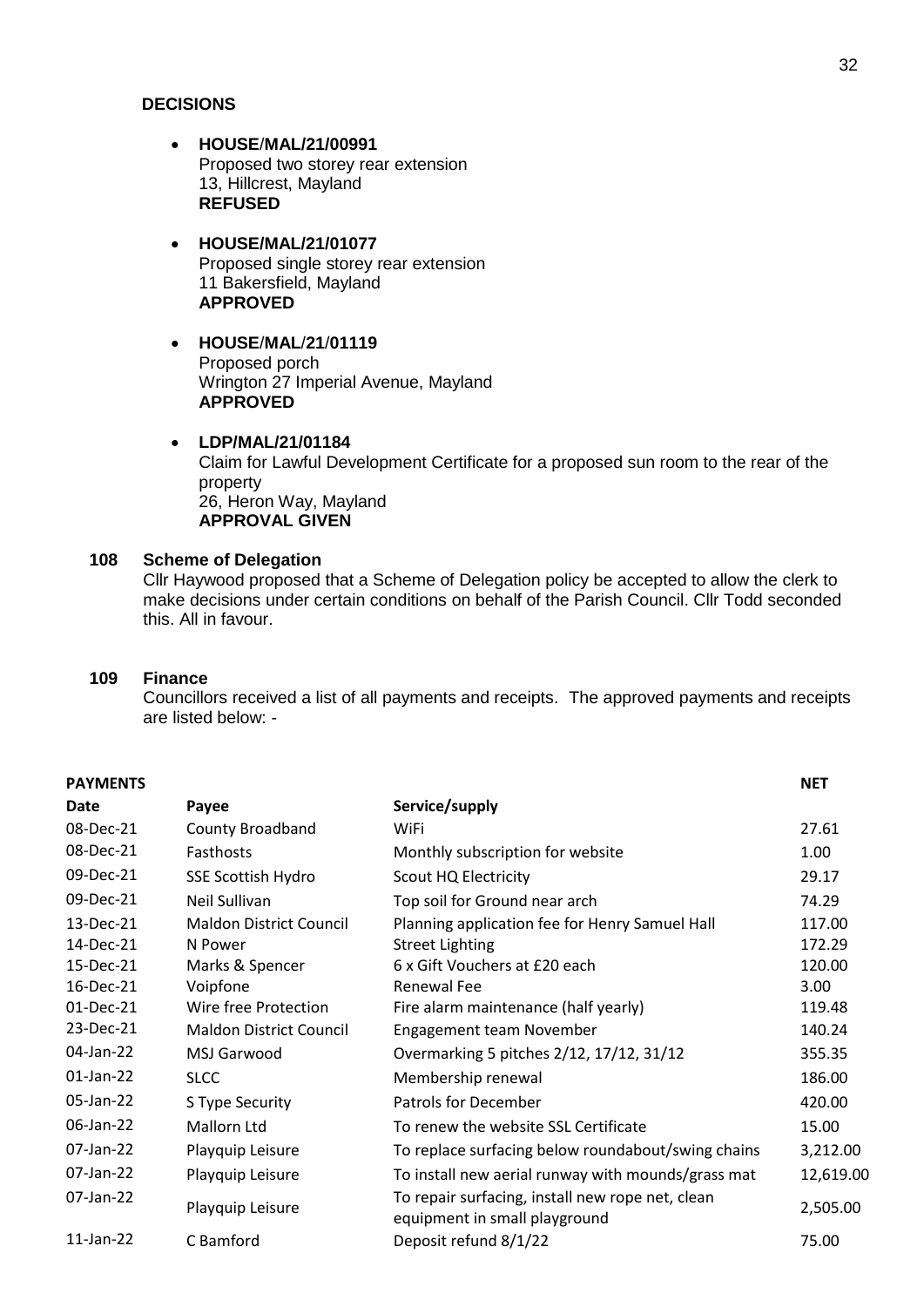**DECISIONS**

- **HOUSE/MAL/21/00991**
  Proposed two storey rear extension
  13, Hillcrest, Mayland
  **REFUSED**

- **HOUSE/MAL/21/01077**
  Proposed single storey rear extension
  11 Bakersfield, Mayland
  **APPROVED**

- **HOUSE/MAL/21/01119**
  Proposed porch
  Wrington 27 Imperial Avenue, Mayland
  **APPROVED**

- **LDP/MAL/21/01184**
  Claim for Lawful Development Certificate for a proposed sun room to the rear of the property
  26, Heron Way, Mayland
  **APPROVAL GIVEN**

**108 Scheme of Delegation**

Cllr Haywood proposed that a Scheme of Delegation policy be accepted to allow the clerk to make decisions under certain conditions on behalf of the Parish Council. Cllr Todd seconded this. All in favour.

**109 Finance**

Councillors received a list of all payments and receipts. The approved payments and receipts are listed below: -

**PAYMENTS**

| Date | Payee | Service/supply | NET |
|---|---|---|---|
| 08-Dec-21 | County Broadband | WiFi | 27.61 |
| 08-Dec-21 | Fasthosts | Monthly subscription for website | 1.00 |
| 09-Dec-21 | SSE Scottish Hydro | Scout HQ Electricity | 29.17 |
| 09-Dec-21 | Neil Sullivan | Top soil for Ground near arch | 74.29 |
| 13-Dec-21 | Maldon District Council | Planning application fee for Henry Samuel Hall | 117.00 |
| 14-Dec-21 | N Power | Street Lighting | 172.29 |
| 15-Dec-21 | Marks & Spencer | 6 x Gift Vouchers at £20 each | 120.00 |
| 16-Dec-21 | Voipfone | Renewal Fee | 3.00 |
| 01-Dec-21 | Wire free Protection | Fire alarm maintenance (half yearly) | 119.48 |
| 23-Dec-21 | Maldon District Council | Engagement team November | 140.24 |
| 04-Jan-22 | MSJ Garwood | Overmarking 5 pitches 2/12, 17/12, 31/12 | 355.35 |
| 01-Jan-22 | SLCC | Membership renewal | 186.00 |
| 05-Jan-22 | S Type Security | Patrols for December | 420.00 |
| 06-Jan-22 | Mallorn Ltd | To renew the website SSL Certificate | 15.00 |
| 07-Jan-22 | Playquip Leisure | To replace surfacing below roundabout/swing chains | 3,212.00 |
| 07-Jan-22 | Playquip Leisure | To install new aerial runway with mounds/grass mat | 12,619.00 |
| 07-Jan-22 | Playquip Leisure | To repair surfacing, install new rope net, clean equipment in small playground | 2,505.00 |
| 11-Jan-22 | C Bamford | Deposit refund 8/1/22 | 75.00 |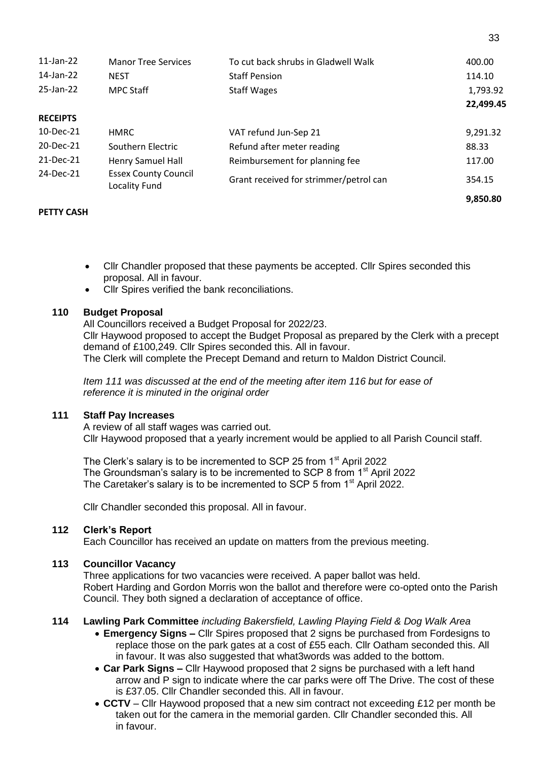| | | | |
|---|---|---|---|
| 11-Jan-22 | Manor Tree Services | To cut back shrubs in Gladwell Walk | 400.00 |
| 14-Jan-22 | NEST | Staff Pension | 114.10 |
| 25-Jan-22 | MPC Staff | Staff Wages | 1,793.92 |
| | | | **22,499.45** |

**RECEIPTS**

| | | | |
|---|---|---|---|
| 10-Dec-21 | HMRC | VAT refund Jun-Sep 21 | 9,291.32 |
| 20-Dec-21 | Southern Electric | Refund after meter reading | 88.33 |
| 21-Dec-21 | Henry Samuel Hall | Reimbursement for planning fee | 117.00 |
| 24-Dec-21 | Essex County Council Locality Fund | Grant received for strimmer/petrol can | 354.15 |
| | | | **9,850.80** |

**PETTY CASH**

- Cllr Chandler proposed that these payments be accepted. Cllr Spires seconded this proposal. All in favour.
- Cllr Spires verified the bank reconciliations.

### 110 Budget Proposal

All Councillors received a Budget Proposal for 2022/23.
Cllr Haywood proposed to accept the Budget Proposal as prepared by the Clerk with a precept demand of £100,249. Cllr Spires seconded this. All in favour.
The Clerk will complete the Precept Demand and return to Maldon District Council.

*Item 111 was discussed at the end of the meeting after item 116 but for ease of reference it is minuted in the original order*

### 111 Staff Pay Increases

A review of all staff wages was carried out.
Cllr Haywood proposed that a yearly increment would be applied to all Parish Council staff.

The Clerk's salary is to be incremented to SCP 25 from 1st April 2022
The Groundsman's salary is to be incremented to SCP 8 from 1st April 2022
The Caretaker's salary is to be incremented to SCP 5 from 1st April 2022.

Cllr Chandler seconded this proposal. All in favour.

### 112 Clerk's Report

Each Councillor has received an update on matters from the previous meeting.

### 113 Councillor Vacancy

Three applications for two vacancies were received. A paper ballot was held.
Robert Harding and Gordon Morris won the ballot and therefore were co-opted onto the Parish Council. They both signed a declaration of acceptance of office.

### 114 Lawling Park Committee *including Bakersfield, Lawling Playing Field & Dog Walk Area*

- **Emergency Signs –** Cllr Spires proposed that 2 signs be purchased from Fordesigns to replace those on the park gates at a cost of £55 each. Cllr Oatham seconded this. All in favour. It was also suggested that what3words was added to the bottom.
- **Car Park Signs –** Cllr Haywood proposed that 2 signs be purchased with a left hand arrow and P sign to indicate where the car parks were off The Drive. The cost of these is £37.05. Cllr Chandler seconded this. All in favour.
- **CCTV** – Cllr Haywood proposed that a new sim contract not exceeding £12 per month be taken out for the camera in the memorial garden. Cllr Chandler seconded this. All in favour.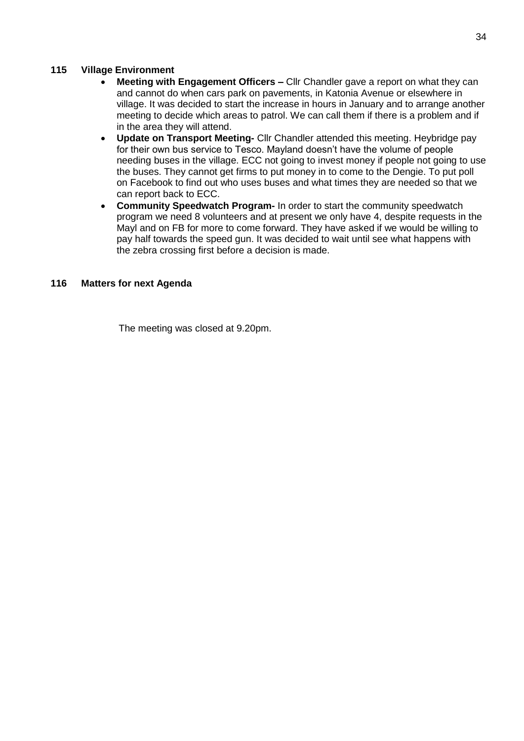## 115 Village Environment

- **Meeting with Engagement Officers –** Cllr Chandler gave a report on what they can and cannot do when cars park on pavements, in Katonia Avenue or elsewhere in village. It was decided to start the increase in hours in January and to arrange another meeting to decide which areas to patrol. We can call them if there is a problem and if in the area they will attend.
- **Update on Transport Meeting-** Cllr Chandler attended this meeting. Heybridge pay for their own bus service to Tesco. Mayland doesn't have the volume of people needing buses in the village. ECC not going to invest money if people not going to use the buses. They cannot get firms to put money in to come to the Dengie. To put poll on Facebook to find out who uses buses and what times they are needed so that we can report back to ECC.
- **Community Speedwatch Program-** In order to start the community speedwatch program we need 8 volunteers and at present we only have 4, despite requests in the Mayl and on FB for more to come forward. They have asked if we would be willing to pay half towards the speed gun. It was decided to wait until see what happens with the zebra crossing first before a decision is made.

## 116 Matters for next Agenda

The meeting was closed at 9.20pm.